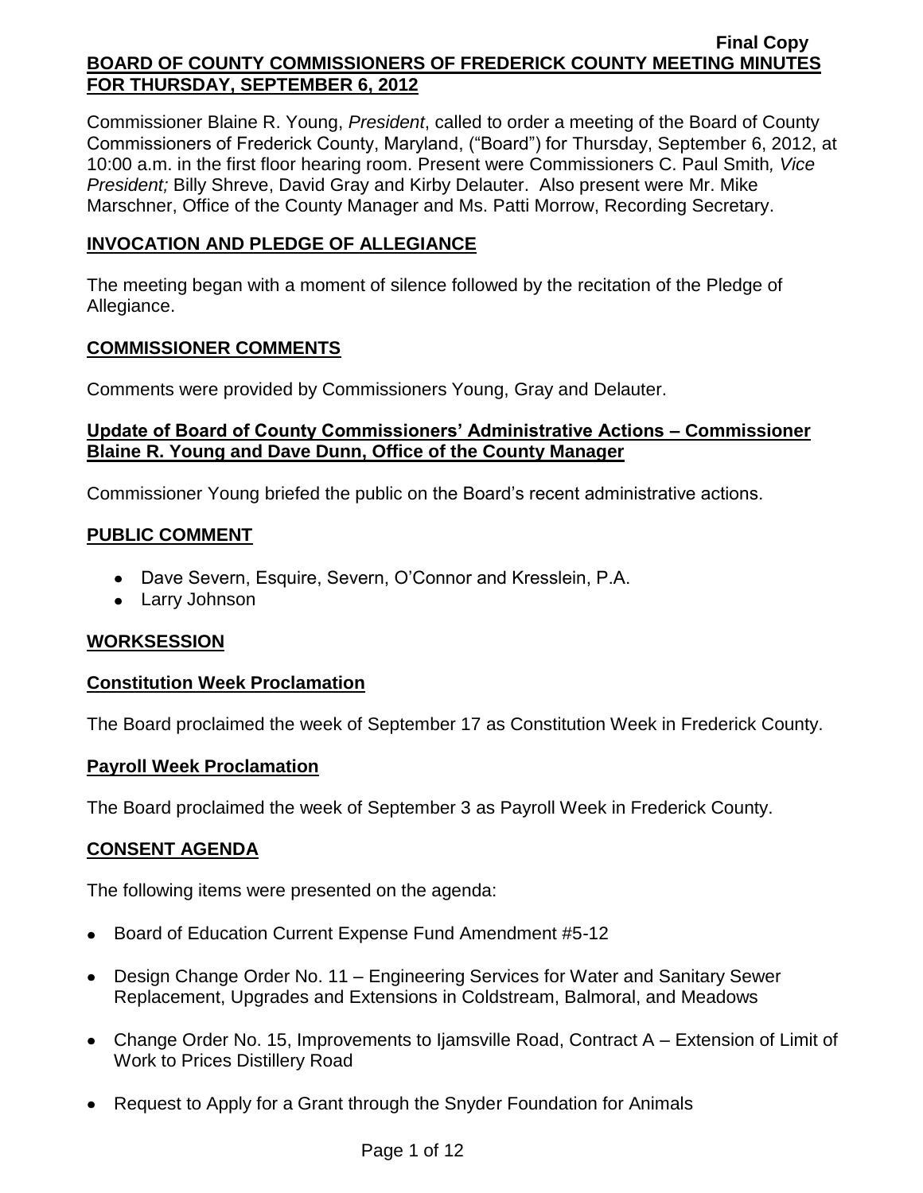**Final Copy**

# BOARD OF COUNTY COMMISSIONERS OF FREDERICK COUNTY MEETING MINUTES FOR THURSDAY, SEPTEMBER 6, 2012

Commissioner Blaine R. Young, *President*, called to order a meeting of the Board of County Commissioners of Frederick County, Maryland, ("Board") for Thursday, September 6, 2012, at 10:00 a.m. in the first floor hearing room. Present were Commissioners C. Paul Smith*, Vice President;* Billy Shreve, David Gray and Kirby Delauter. Also present were Mr. Mike Marschner, Office of the County Manager and Ms. Patti Morrow, Recording Secretary.

## INVOCATION AND PLEDGE OF ALLEGIANCE

The meeting began with a moment of silence followed by the recitation of the Pledge of Allegiance.

## COMMISSIONER COMMENTS

Comments were provided by Commissioners Young, Gray and Delauter.

## Update of Board of County Commissioners' Administrative Actions – Commissioner Blaine R. Young and Dave Dunn, Office of the County Manager

Commissioner Young briefed the public on the Board's recent administrative actions.

## PUBLIC COMMENT

- Dave Severn, Esquire, Severn, O'Connor and Kresslein, P.A.
- Larry Johnson

## WORKSESSION

### Constitution Week Proclamation

The Board proclaimed the week of September 17 as Constitution Week in Frederick County.

### Payroll Week Proclamation

The Board proclaimed the week of September 3 as Payroll Week in Frederick County.

## CONSENT AGENDA

The following items were presented on the agenda:

- Board of Education Current Expense Fund Amendment #5-12
- Design Change Order No. 11 – Engineering Services for Water and Sanitary Sewer Replacement, Upgrades and Extensions in Coldstream, Balmoral, and Meadows
- Change Order No. 15, Improvements to Ijamsville Road, Contract A – Extension of Limit of Work to Prices Distillery Road
- Request to Apply for a Grant through the Snyder Foundation for Animals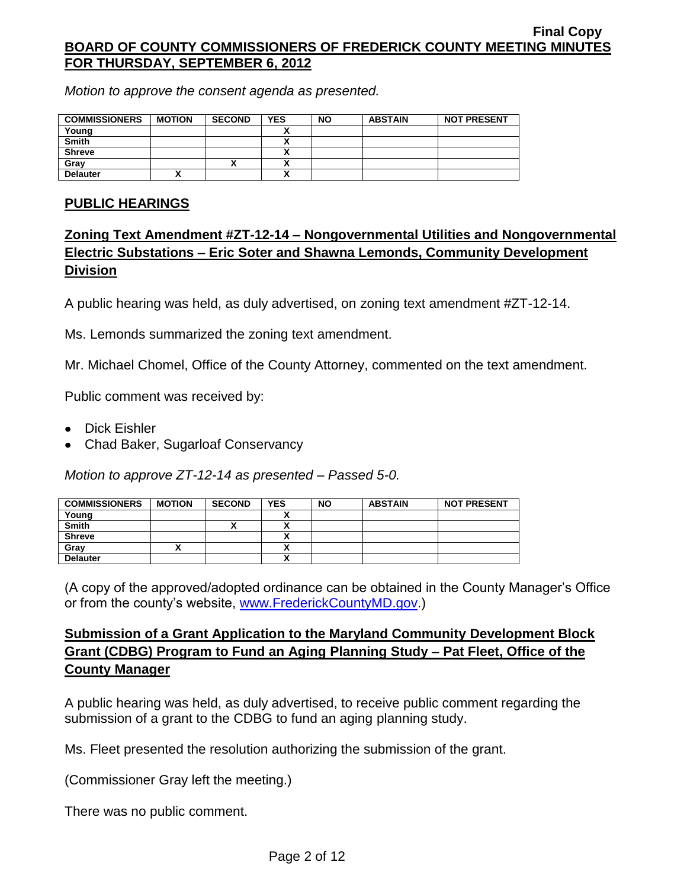*Motion to approve the consent agenda as presented.*

| COMMISSIONERS | MOTION | SECOND | YES | NO | ABSTAIN | NOT PRESENT |
|---|---|---|---|---|---|---|
| Young | | | X | | | |
| Smith | | | X | | | |
| Shreve | | | X | | | |
| Gray | | X | X | | | |
| Delauter | X | | X | | | |

## PUBLIC HEARINGS

## Zoning Text Amendment #ZT-12-14 – Nongovernmental Utilities and Nongovernmental Electric Substations – Eric Soter and Shawna Lemonds, Community Development Division

A public hearing was held, as duly advertised, on zoning text amendment #ZT-12-14.

Ms. Lemonds summarized the zoning text amendment.

Mr. Michael Chomel, Office of the County Attorney, commented on the text amendment.

Public comment was received by:

- Dick Eishler
- Chad Baker, Sugarloaf Conservancy

*Motion to approve ZT-12-14 as presented – Passed 5-0.*

| COMMISSIONERS | MOTION | SECOND | YES | NO | ABSTAIN | NOT PRESENT |
|---|---|---|---|---|---|---|
| Young | | | X | | | |
| Smith | | X | X | | | |
| Shreve | | | X | | | |
| Gray | X | | X | | | |
| Delauter | | | X | | | |

(A copy of the approved/adopted ordinance can be obtained in the County Manager's Office or from the county's website, www.FrederickCountyMD.gov.)

## Submission of a Grant Application to the Maryland Community Development Block Grant (CDBG) Program to Fund an Aging Planning Study – Pat Fleet, Office of the County Manager

A public hearing was held, as duly advertised, to receive public comment regarding the submission of a grant to the CDBG to fund an aging planning study.

Ms. Fleet presented the resolution authorizing the submission of the grant.

(Commissioner Gray left the meeting.)

There was no public comment.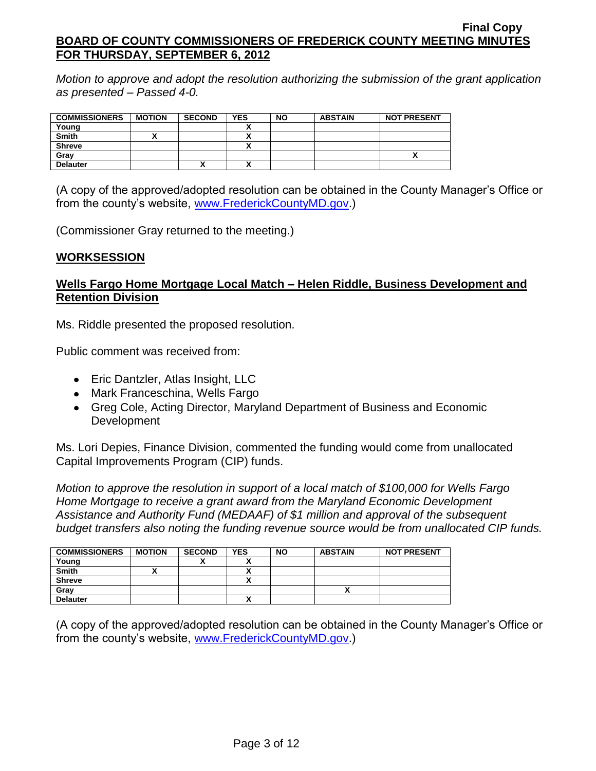*Motion to approve and adopt the resolution authorizing the submission of the grant application as presented – Passed 4-0.*

| COMMISSIONERS | MOTION | SECOND | YES | NO | ABSTAIN | NOT PRESENT |
|---|---|---|---|---|---|---|
| Young | | | X | | | |
| Smith | X | | X | | | |
| Shreve | | | X | | | |
| Gray | | | | | | X |
| Delauter | | X | X | | | |

(A copy of the approved/adopted resolution can be obtained in the County Manager's Office or from the county's website, www.FrederickCountyMD.gov.)

(Commissioner Gray returned to the meeting.)

## WORKSESSION

### Wells Fargo Home Mortgage Local Match – Helen Riddle, Business Development and Retention Division

Ms. Riddle presented the proposed resolution.

Public comment was received from:

- Eric Dantzler, Atlas Insight, LLC
- Mark Franceschina, Wells Fargo
- Greg Cole, Acting Director, Maryland Department of Business and Economic Development

Ms. Lori Depies, Finance Division, commented the funding would come from unallocated Capital Improvements Program (CIP) funds.

*Motion to approve the resolution in support of a local match of $100,000 for Wells Fargo Home Mortgage to receive a grant award from the Maryland Economic Development Assistance and Authority Fund (MEDAAF) of $1 million and approval of the subsequent budget transfers also noting the funding revenue source would be from unallocated CIP funds.*

| COMMISSIONERS | MOTION | SECOND | YES | NO | ABSTAIN | NOT PRESENT |
|---|---|---|---|---|---|---|
| Young | | X | X | | | |
| Smith | X | | X | | | |
| Shreve | | | X | | | |
| Gray | | | | | X | |
| Delauter | | | X | | | |

(A copy of the approved/adopted resolution can be obtained in the County Manager's Office or from the county's website, www.FrederickCountyMD.gov.)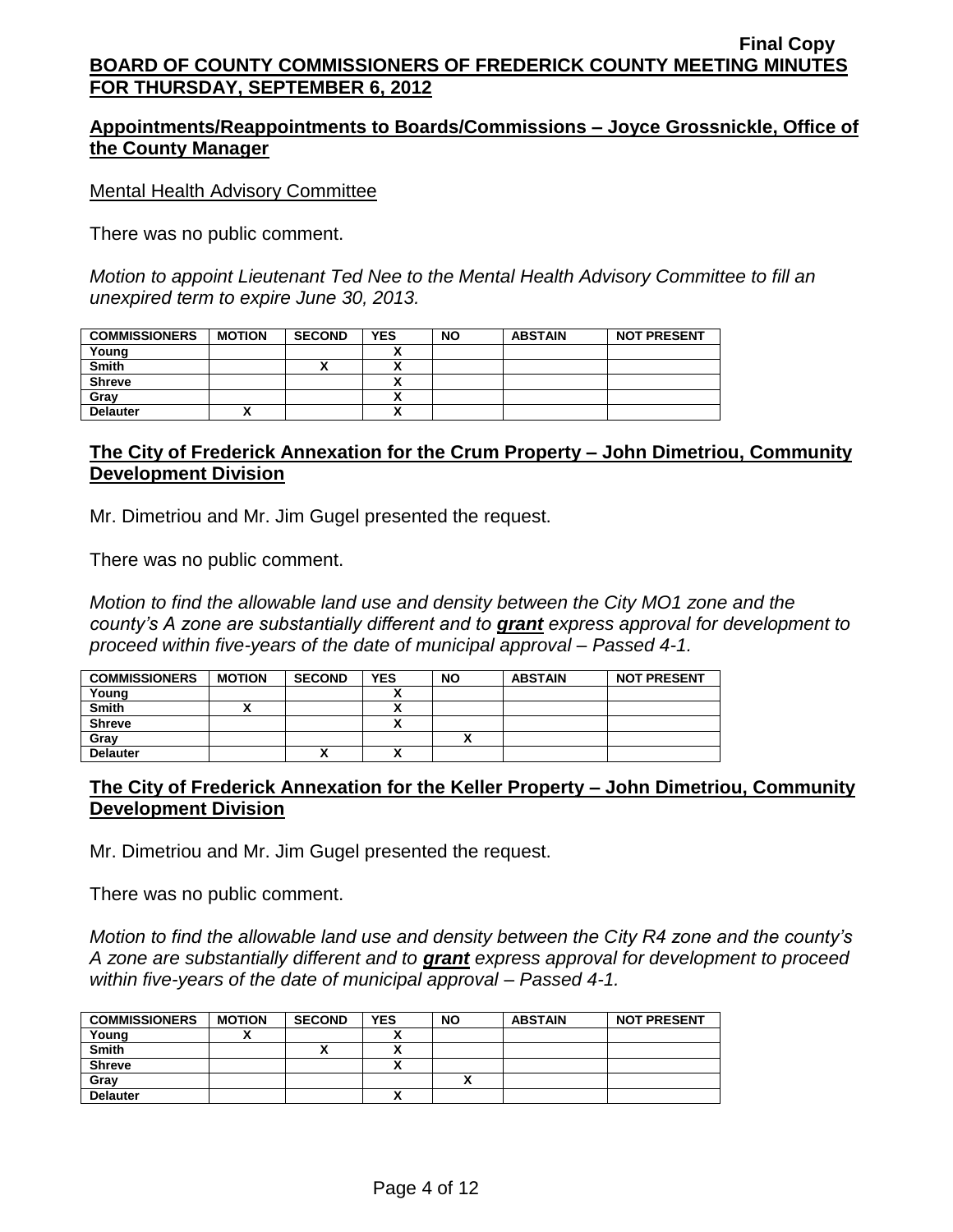## Appointments/Reappointments to Boards/Commissions – Joyce Grossnickle, Office of the County Manager

Mental Health Advisory Committee

There was no public comment.

*Motion to appoint Lieutenant Ted Nee to the Mental Health Advisory Committee to fill an unexpired term to expire June 30, 2013.*

| COMMISSIONERS | MOTION | SECOND | YES | NO | ABSTAIN | NOT PRESENT |
|---|---|---|---|---|---|---|
| Young | | | X | | | |
| Smith | | X | X | | | |
| Shreve | | | X | | | |
| Gray | | | X | | | |
| Delauter | X | | X | | | |

## The City of Frederick Annexation for the Crum Property – John Dimetriou, Community Development Division

Mr. Dimetriou and Mr. Jim Gugel presented the request.

There was no public comment.

*Motion to find the allowable land use and density between the City MO1 zone and the county's A zone are substantially different and to **grant** express approval for development to proceed within five-years of the date of municipal approval – Passed 4-1.*

| COMMISSIONERS | MOTION | SECOND | YES | NO | ABSTAIN | NOT PRESENT |
|---|---|---|---|---|---|---|
| Young | | | X | | | |
| Smith | X | | X | | | |
| Shreve | | | X | | | |
| Gray | | | | X | | |
| Delauter | | X | X | | | |

## The City of Frederick Annexation for the Keller Property – John Dimetriou, Community Development Division

Mr. Dimetriou and Mr. Jim Gugel presented the request.

There was no public comment.

*Motion to find the allowable land use and density between the City R4 zone and the county's A zone are substantially different and to **grant** express approval for development to proceed within five-years of the date of municipal approval – Passed 4-1.*

| COMMISSIONERS | MOTION | SECOND | YES | NO | ABSTAIN | NOT PRESENT |
|---|---|---|---|---|---|---|
| Young | X | | X | | | |
| Smith | | X | X | | | |
| Shreve | | | X | | | |
| Gray | | | | X | | |
| Delauter | | | X | | | |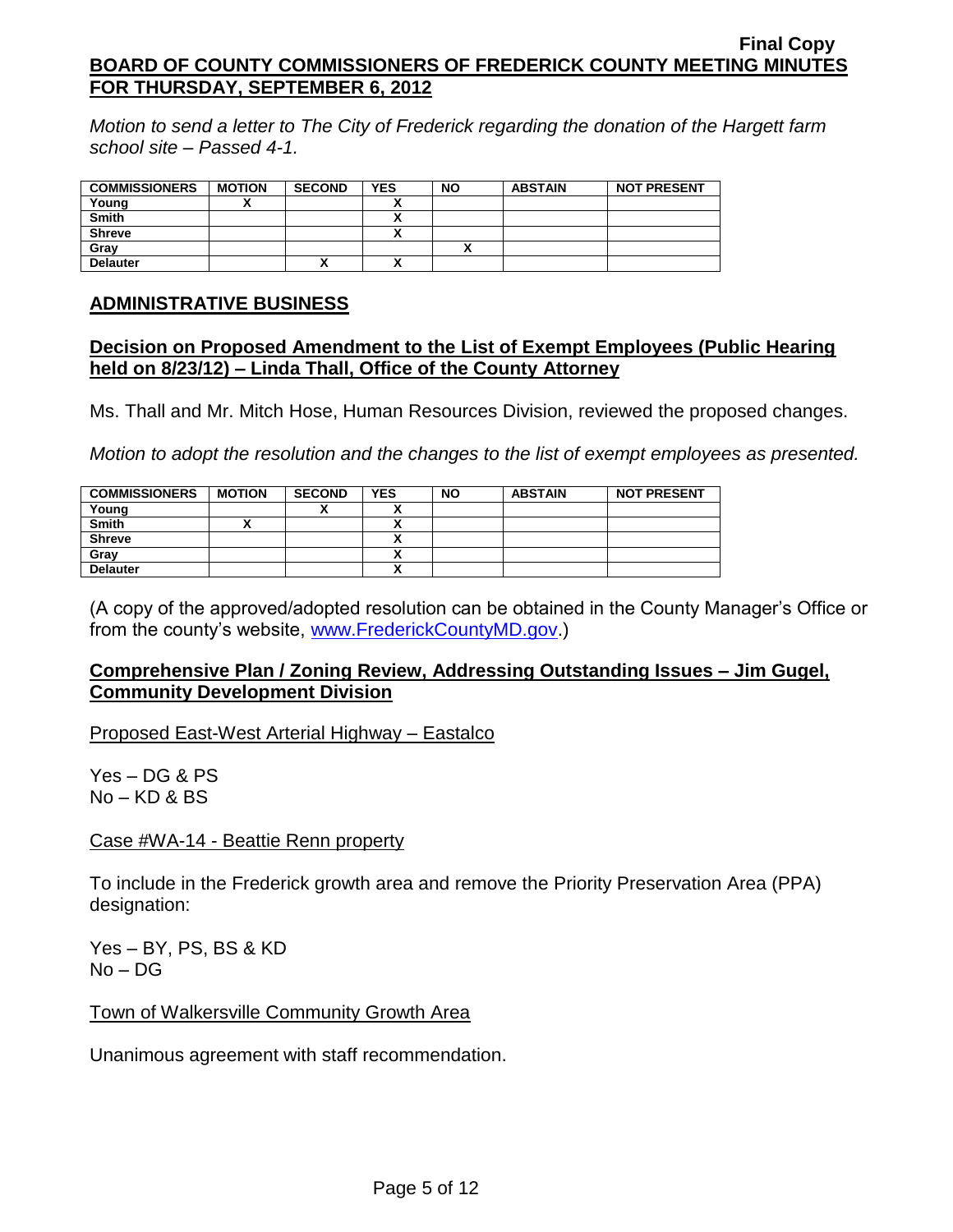*Motion to send a letter to The City of Frederick regarding the donation of the Hargett farm school site – Passed 4-1.*

| COMMISSIONERS | MOTION | SECOND | YES | NO | ABSTAIN | NOT PRESENT |
|---|---|---|---|---|---|---|
| Young | X | | X | | | |
| Smith | | | X | | | |
| Shreve | | | X | | | |
| Gray | | | | X | | |
| Delauter | | X | X | | | |

## ADMINISTRATIVE BUSINESS

### Decision on Proposed Amendment to the List of Exempt Employees (Public Hearing held on 8/23/12) – Linda Thall, Office of the County Attorney

Ms. Thall and Mr. Mitch Hose, Human Resources Division, reviewed the proposed changes.

*Motion to adopt the resolution and the changes to the list of exempt employees as presented.*

| COMMISSIONERS | MOTION | SECOND | YES | NO | ABSTAIN | NOT PRESENT |
|---|---|---|---|---|---|---|
| Young | | X | X | | | |
| Smith | X | | X | | | |
| Shreve | | | X | | | |
| Gray | | | X | | | |
| Delauter | | | X | | | |

(A copy of the approved/adopted resolution can be obtained in the County Manager's Office or from the county's website, www.FrederickCountyMD.gov.)

### Comprehensive Plan / Zoning Review, Addressing Outstanding Issues – Jim Gugel, Community Development Division

Proposed East-West Arterial Highway – Eastalco

Yes – DG & PS
No – KD & BS

Case #WA-14 - Beattie Renn property

To include in the Frederick growth area and remove the Priority Preservation Area (PPA) designation:

Yes – BY, PS, BS & KD
No – DG

Town of Walkersville Community Growth Area

Unanimous agreement with staff recommendation.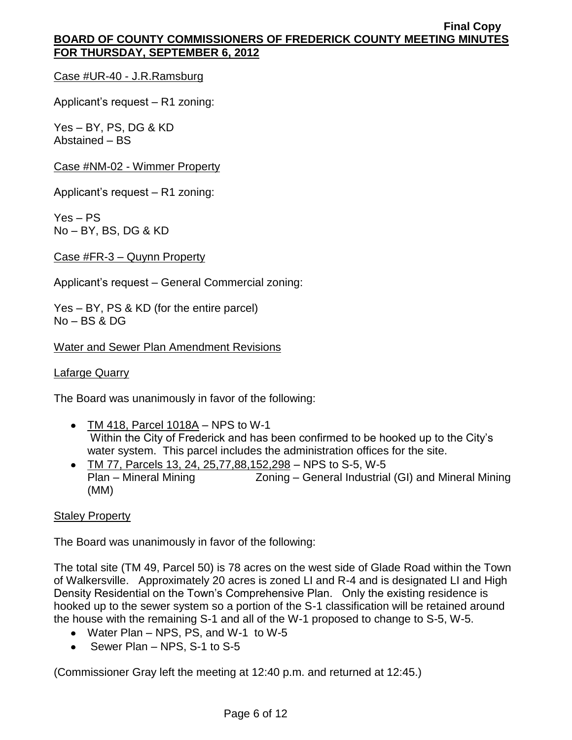Case #UR-40 - J.R.Ramsburg

Applicant's request – R1 zoning:

Yes – BY, PS, DG & KD
Abstained – BS

Case #NM-02 - Wimmer Property

Applicant's request – R1 zoning:

Yes – PS
No – BY, BS, DG & KD

Case #FR-3 – Quynn Property

Applicant's request – General Commercial zoning:

Yes – BY, PS & KD (for the entire parcel)
No – BS & DG

Water and Sewer Plan Amendment Revisions

Lafarge Quarry

The Board was unanimously in favor of the following:

- TM 418, Parcel 1018A – NPS to W-1
  Within the City of Frederick and has been confirmed to be hooked up to the City's water system. This parcel includes the administration offices for the site.
- TM 77, Parcels 13, 24, 25,77,88,152,298 – NPS to S-5, W-5
  Plan – Mineral Mining Zoning – General Industrial (GI) and Mineral Mining (MM)

Staley Property

The Board was unanimously in favor of the following:

The total site (TM 49, Parcel 50) is 78 acres on the west side of Glade Road within the Town of Walkersville. Approximately 20 acres is zoned LI and R-4 and is designated LI and High Density Residential on the Town's Comprehensive Plan. Only the existing residence is hooked up to the sewer system so a portion of the S-1 classification will be retained around the house with the remaining S-1 and all of the W-1 proposed to change to S-5, W-5.

- Water Plan – NPS, PS, and W-1 to W-5
- Sewer Plan – NPS, S-1 to S-5

(Commissioner Gray left the meeting at 12:40 p.m. and returned at 12:45.)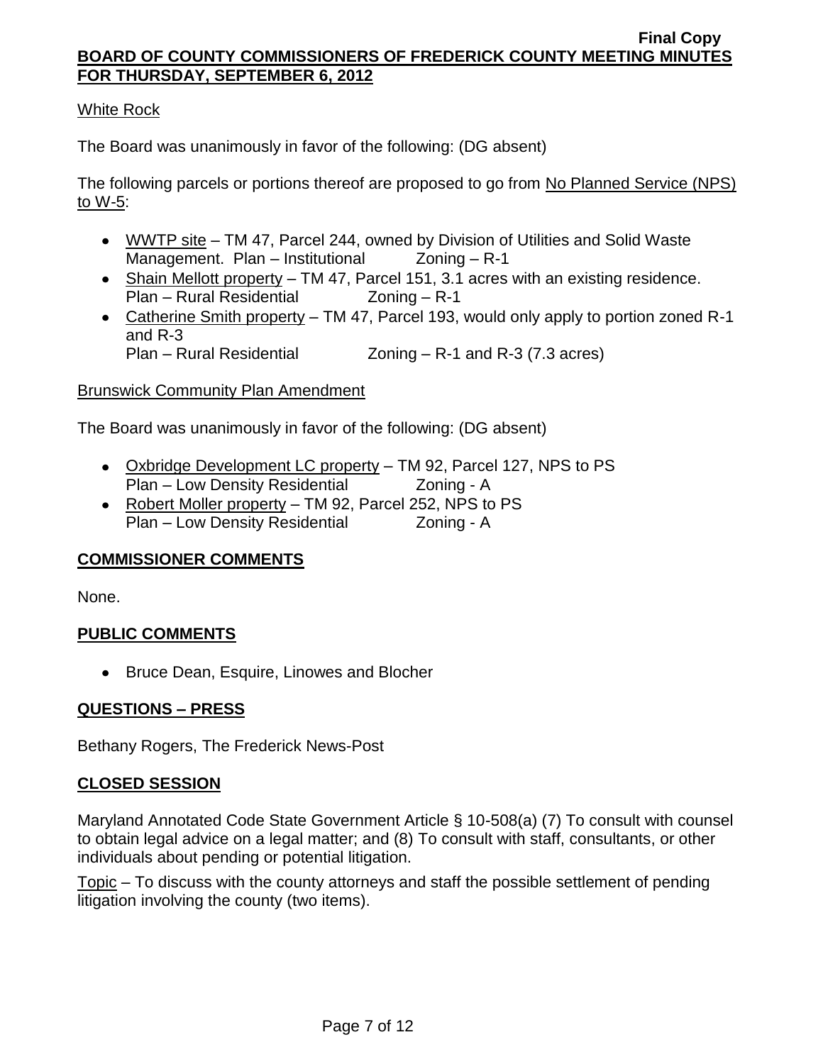White Rock

The Board was unanimously in favor of the following: (DG absent)

The following parcels or portions thereof are proposed to go from No Planned Service (NPS) to W-5:

- WWTP site – TM 47, Parcel 244, owned by Division of Utilities and Solid Waste Management. Plan – Institutional Zoning – R-1
- Shain Mellott property – TM 47, Parcel 151, 3.1 acres with an existing residence. Plan – Rural Residential Zoning – R-1
- Catherine Smith property – TM 47, Parcel 193, would only apply to portion zoned R-1 and R-3
  Plan – Rural Residential Zoning – R-1 and R-3 (7.3 acres)

Brunswick Community Plan Amendment

The Board was unanimously in favor of the following: (DG absent)

- Oxbridge Development LC property – TM 92, Parcel 127, NPS to PS
  Plan – Low Density Residential Zoning - A
- Robert Moller property – TM 92, Parcel 252, NPS to PS
  Plan – Low Density Residential Zoning - A

## COMMISSIONER COMMENTS

None.

## PUBLIC COMMENTS

- Bruce Dean, Esquire, Linowes and Blocher

## QUESTIONS – PRESS

Bethany Rogers, The Frederick News-Post

## CLOSED SESSION

Maryland Annotated Code State Government Article § 10-508(a) (7) To consult with counsel to obtain legal advice on a legal matter; and (8) To consult with staff, consultants, or other individuals about pending or potential litigation.

Topic – To discuss with the county attorneys and staff the possible settlement of pending litigation involving the county (two items).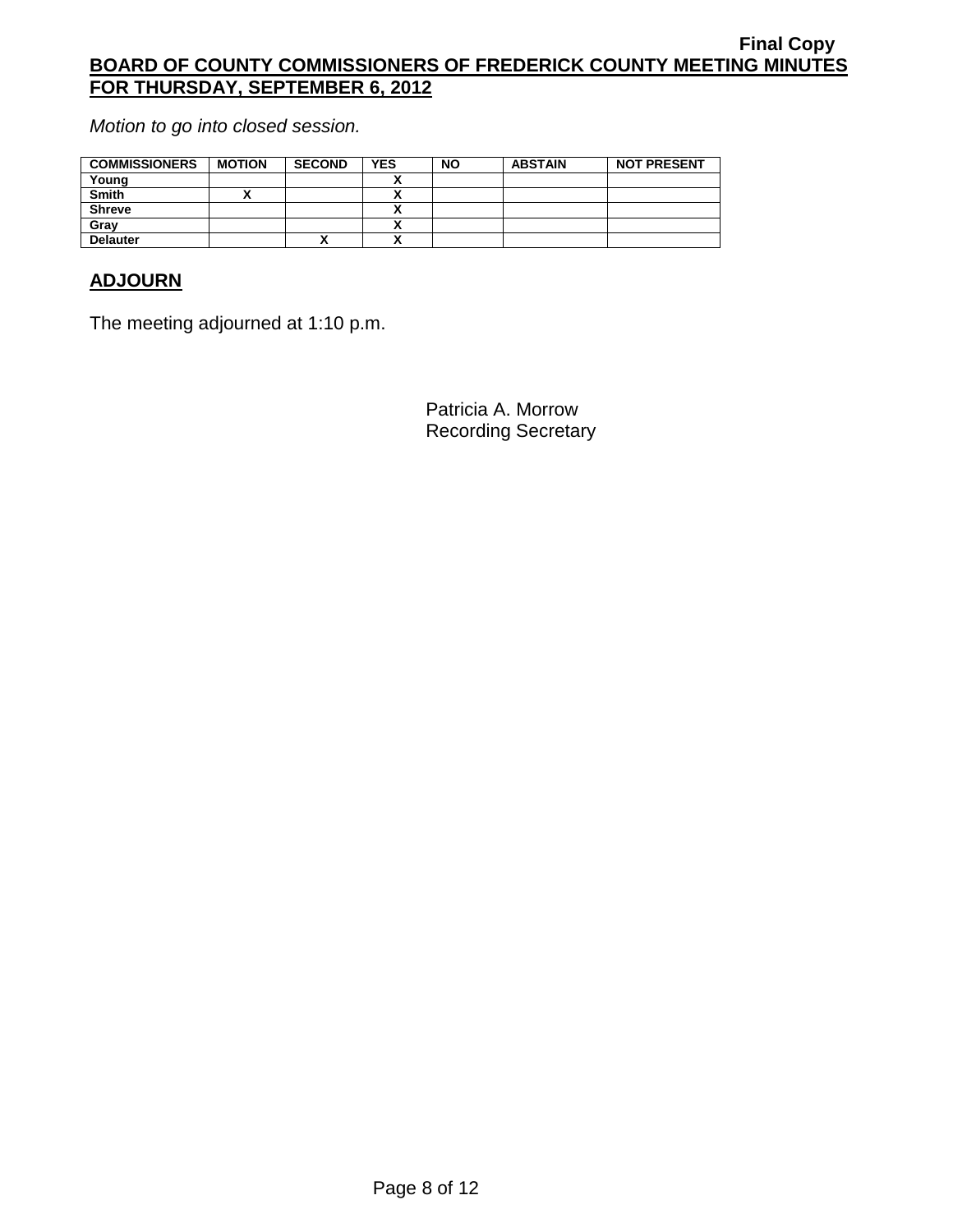*Motion to go into closed session.*

| COMMISSIONERS | MOTION | SECOND | YES | NO | ABSTAIN | NOT PRESENT |
|---|---|---|---|---|---|---|
| Young | | | X | | | |
| Smith | X | | X | | | |
| Shreve | | | X | | | |
| Gray | | | X | | | |
| Delauter | | X | X | | | |

## ADJOURN

The meeting adjourned at 1:10 p.m.

Patricia A. Morrow
Recording Secretary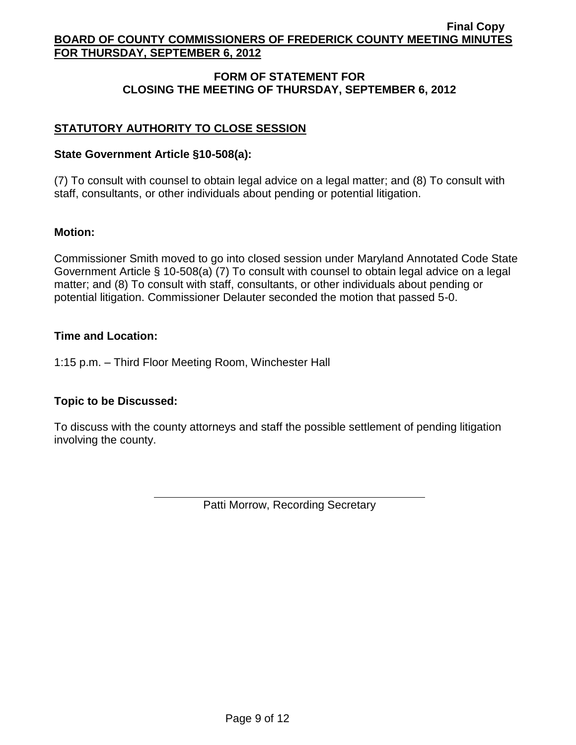## FORM OF STATEMENT FOR CLOSING THE MEETING OF THURSDAY, SEPTEMBER 6, 2012

### STATUTORY AUTHORITY TO CLOSE SESSION

**State Government Article §10-508(a):**

(7) To consult with counsel to obtain legal advice on a legal matter; and (8) To consult with staff, consultants, or other individuals about pending or potential litigation.

**Motion:**

Commissioner Smith moved to go into closed session under Maryland Annotated Code State Government Article § 10-508(a) (7) To consult with counsel to obtain legal advice on a legal matter; and (8) To consult with staff, consultants, or other individuals about pending or potential litigation. Commissioner Delauter seconded the motion that passed 5-0.

**Time and Location:**

1:15 p.m. – Third Floor Meeting Room, Winchester Hall

**Topic to be Discussed:**

To discuss with the county attorneys and staff the possible settlement of pending litigation involving the county.

Patti Morrow, Recording Secretary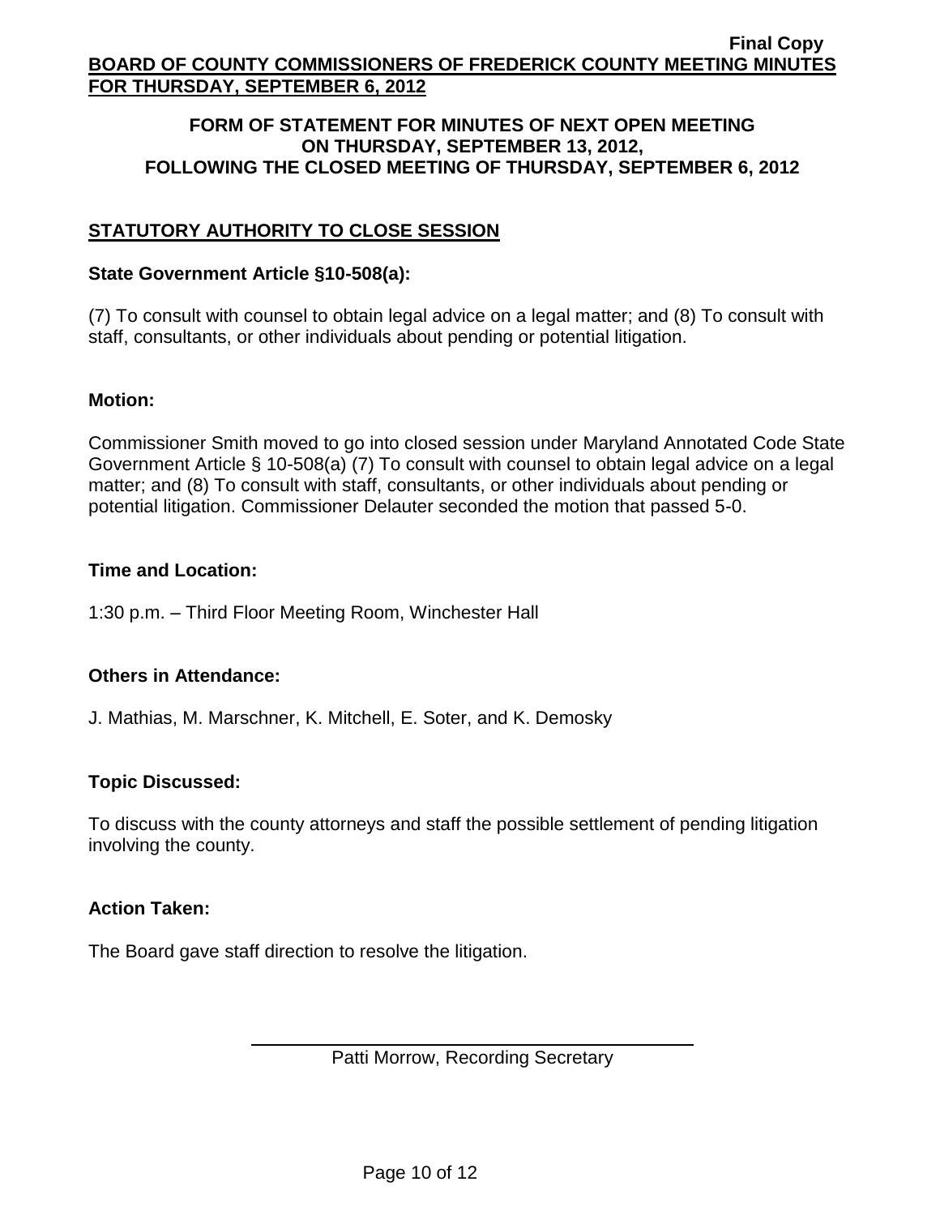**FORM OF STATEMENT FOR MINUTES OF NEXT OPEN MEETING ON THURSDAY, SEPTEMBER 13, 2012, FOLLOWING THE CLOSED MEETING OF THURSDAY, SEPTEMBER 6, 2012**

## STATUTORY AUTHORITY TO CLOSE SESSION

**State Government Article §10-508(a):**

(7) To consult with counsel to obtain legal advice on a legal matter; and (8) To consult with staff, consultants, or other individuals about pending or potential litigation.

**Motion:**

Commissioner Smith moved to go into closed session under Maryland Annotated Code State Government Article § 10-508(a) (7) To consult with counsel to obtain legal advice on a legal matter; and (8) To consult with staff, consultants, or other individuals about pending or potential litigation. Commissioner Delauter seconded the motion that passed 5-0.

**Time and Location:**

1:30 p.m. – Third Floor Meeting Room, Winchester Hall

**Others in Attendance:**

J. Mathias, M. Marschner, K. Mitchell, E. Soter, and K. Demosky

**Topic Discussed:**

To discuss with the county attorneys and staff the possible settlement of pending litigation involving the county.

**Action Taken:**

The Board gave staff direction to resolve the litigation.

Patti Morrow, Recording Secretary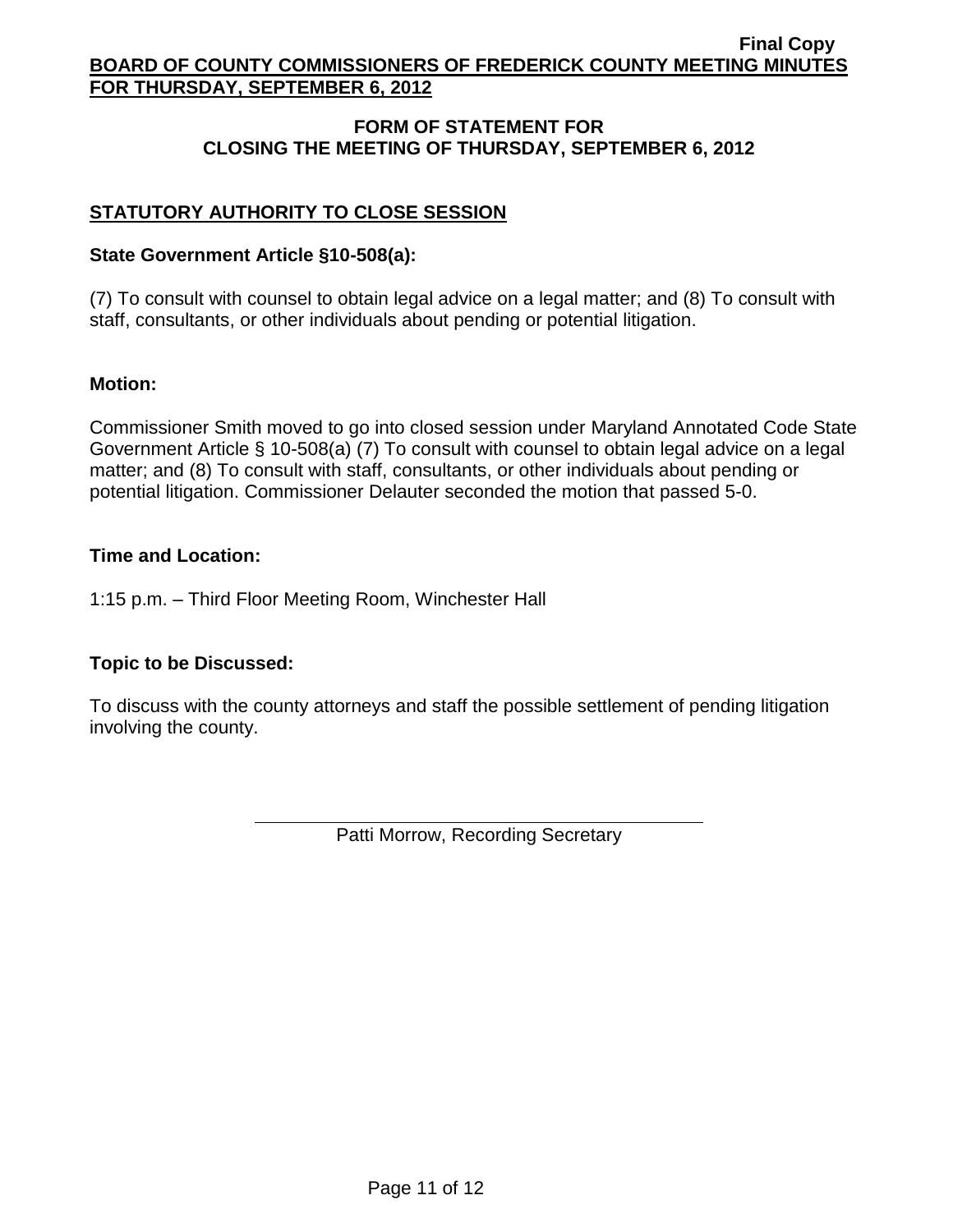## FORM OF STATEMENT FOR CLOSING THE MEETING OF THURSDAY, SEPTEMBER 6, 2012

### STATUTORY AUTHORITY TO CLOSE SESSION

**State Government Article §10-508(a):**

(7) To consult with counsel to obtain legal advice on a legal matter; and (8) To consult with staff, consultants, or other individuals about pending or potential litigation.

**Motion:**

Commissioner Smith moved to go into closed session under Maryland Annotated Code State Government Article § 10-508(a) (7) To consult with counsel to obtain legal advice on a legal matter; and (8) To consult with staff, consultants, or other individuals about pending or potential litigation. Commissioner Delauter seconded the motion that passed 5-0.

**Time and Location:**

1:15 p.m. – Third Floor Meeting Room, Winchester Hall

**Topic to be Discussed:**

To discuss with the county attorneys and staff the possible settlement of pending litigation involving the county.

Patti Morrow, Recording Secretary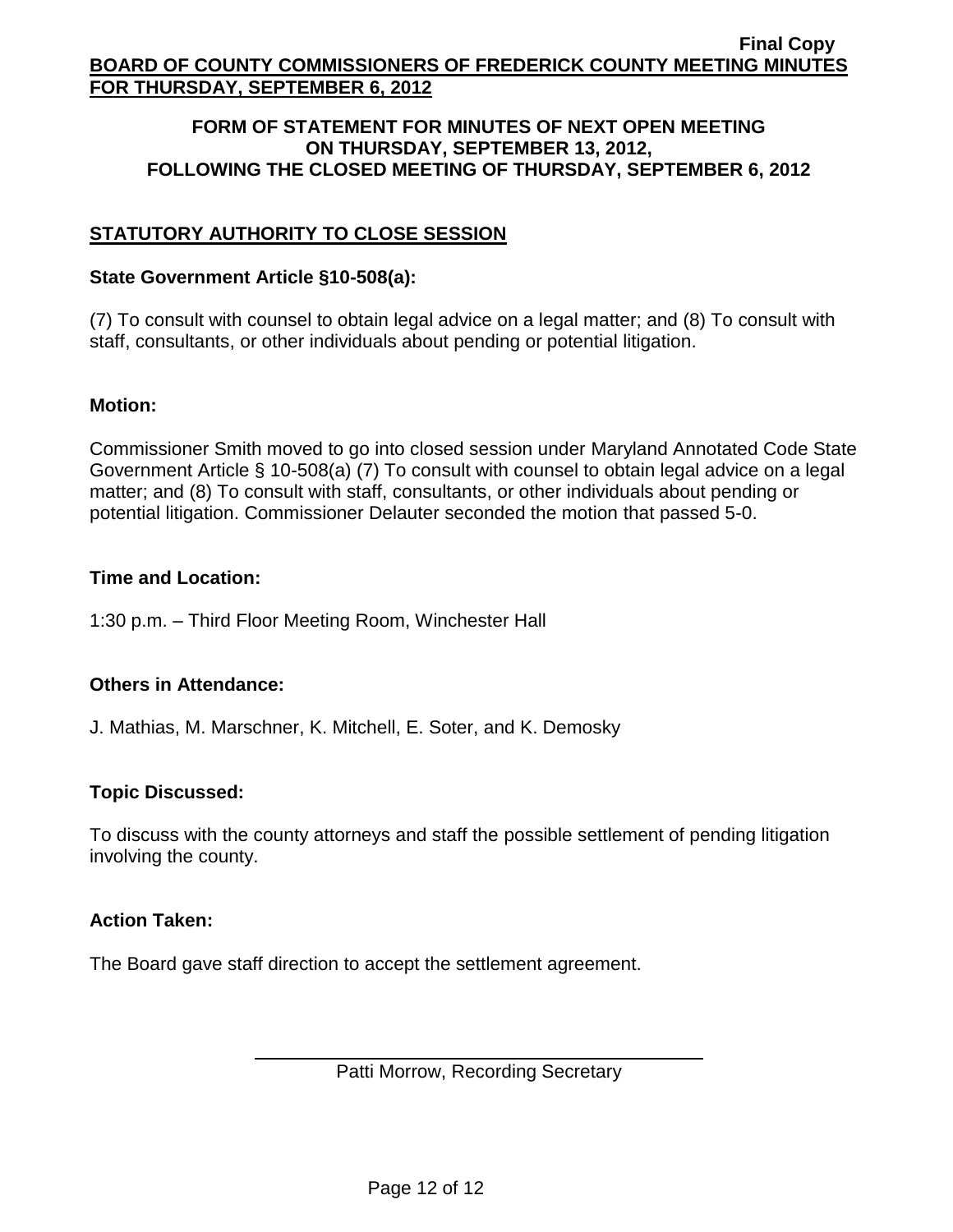**Final Copy**

**BOARD OF COUNTY COMMISSIONERS OF FREDERICK COUNTY MEETING MINUTES FOR THURSDAY, SEPTEMBER 6, 2012**

**FORM OF STATEMENT FOR MINUTES OF NEXT OPEN MEETING ON THURSDAY, SEPTEMBER 13, 2012, FOLLOWING THE CLOSED MEETING OF THURSDAY, SEPTEMBER 6, 2012**

## STATUTORY AUTHORITY TO CLOSE SESSION

**State Government Article §10-508(a):**

(7) To consult with counsel to obtain legal advice on a legal matter; and (8) To consult with staff, consultants, or other individuals about pending or potential litigation.

**Motion:**

Commissioner Smith moved to go into closed session under Maryland Annotated Code State Government Article § 10-508(a) (7) To consult with counsel to obtain legal advice on a legal matter; and (8) To consult with staff, consultants, or other individuals about pending or potential litigation. Commissioner Delauter seconded the motion that passed 5-0.

**Time and Location:**

1:30 p.m. – Third Floor Meeting Room, Winchester Hall

**Others in Attendance:**

J. Mathias, M. Marschner, K. Mitchell, E. Soter, and K. Demosky

**Topic Discussed:**

To discuss with the county attorneys and staff the possible settlement of pending litigation involving the county.

**Action Taken:**

The Board gave staff direction to accept the settlement agreement.

Patti Morrow, Recording Secretary